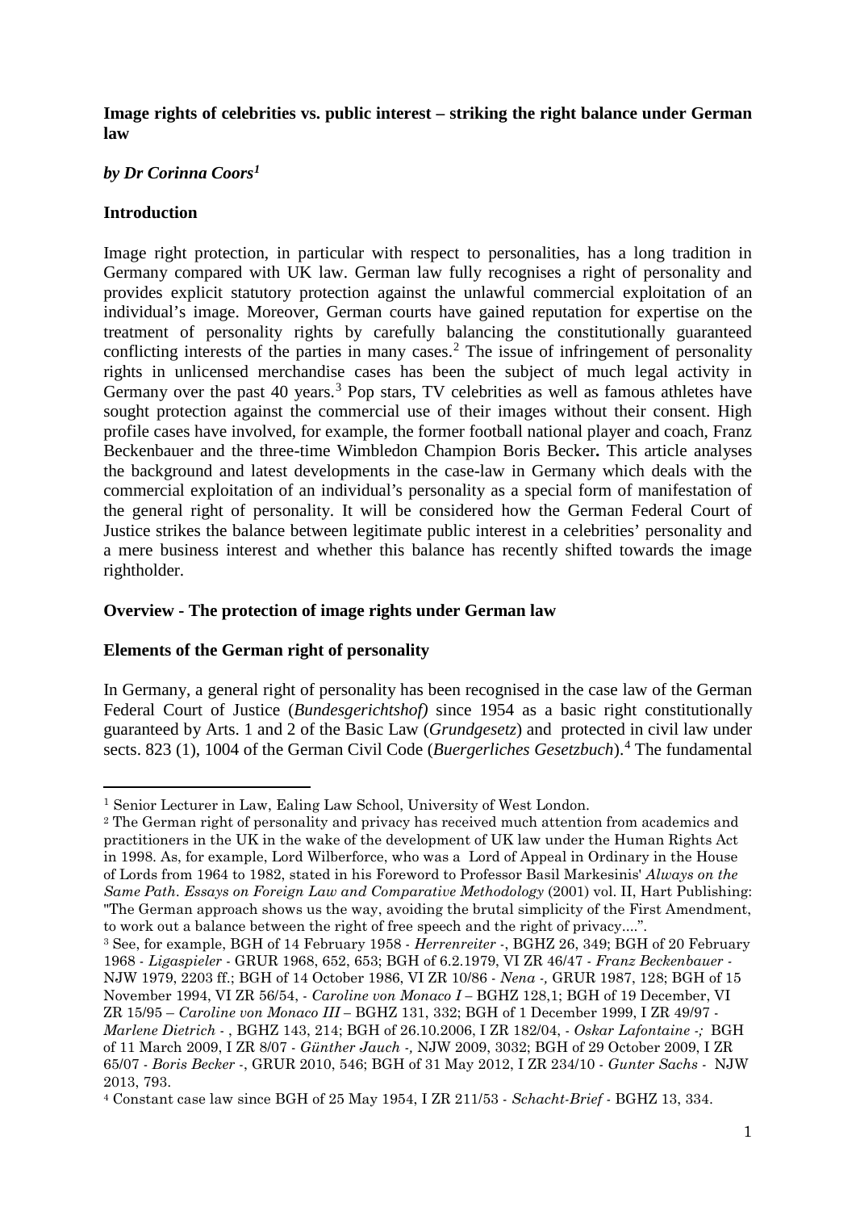**Image rights of celebrities vs. public interest – striking the right balance under German law**

***by Dr Corinna Coors[1]***

**Introduction**

Image right protection, in particular with respect to personalities, has a long tradition in Germany compared with UK law. German law fully recognises a right of personality and provides explicit statutory protection against the unlawful commercial exploitation of an individual's image. Moreover, German courts have gained reputation for expertise on the treatment of personality rights by carefully balancing the constitutionally guaranteed conflicting interests of the parties in many cases.[2] The issue of infringement of personality rights in unlicensed merchandise cases has been the subject of much legal activity in Germany over the past 40 years.[3] Pop stars, TV celebrities as well as famous athletes have sought protection against the commercial use of their images without their consent. High profile cases have involved, for example, the former football national player and coach, Franz Beckenbauer and the three-time Wimbledon Champion Boris Becker**.** This article analyses the background and latest developments in the case-law in Germany which deals with the commercial exploitation of an individual's personality as a special form of manifestation of the general right of personality. It will be considered how the German Federal Court of Justice strikes the balance between legitimate public interest in a celebrities' personality and a mere business interest and whether this balance has recently shifted towards the image rightholder.

**Overview - The protection of image rights under German law**

**Elements of the German right of personality**

In Germany, a general right of personality has been recognised in the case law of the German Federal Court of Justice (*Bundesgerichtshof)* since 1954 as a basic right constitutionally guaranteed by Arts. 1 and 2 of the Basic Law (*Grundgesetz*) and protected in civil law under sects. 823 (1), 1004 of the German Civil Code (*Buergerliches Gesetzbuch*).[4] The fundamental

---

[1] Senior Lecturer in Law, Ealing Law School, University of West London.

[2] The German right of personality and privacy has received much attention from academics and practitioners in the UK in the wake of the development of UK law under the Human Rights Act in 1998. As, for example, Lord Wilberforce, who was a Lord of Appeal in Ordinary in the House of Lords from 1964 to 1982, stated in his Foreword to Professor Basil Markesinis' *Always on the Same Path. Essays on Foreign Law and Comparative Methodology* (2001) vol. II, Hart Publishing: "The German approach shows us the way, avoiding the brutal simplicity of the First Amendment, to work out a balance between the right of free speech and the right of privacy....".

[3] See, for example, BGH of 14 February 1958 - *Herrenreiter* -, BGHZ 26, 349; BGH of 20 February 1968 - *Ligaspieler* - GRUR 1968, 652, 653; BGH of 6.2.1979, VI ZR 46/47 - *Franz Beckenbauer* - NJW 1979, 2203 ff.; BGH of 14 October 1986, VI ZR 10/86 - *Nena* -, GRUR 1987, 128; BGH of 15 November 1994, VI ZR 56/54, - *Caroline von Monaco I* – BGHZ 128,1; BGH of 19 December, VI ZR 15/95 – *Caroline von Monaco III* – BGHZ 131, 332; BGH of 1 December 1999, I ZR 49/97 - *Marlene Dietrich* - , BGHZ 143, 214; BGH of 26.10.2006, I ZR 182/04, - *Oskar Lafontaine -;* BGH of 11 March 2009, I ZR 8/07 - *Günther Jauch -,* NJW 2009, 3032; BGH of 29 October 2009, I ZR 65/07 - *Boris Becker* -, GRUR 2010, 546; BGH of 31 May 2012, I ZR 234/10 - *Gunter Sachs* - NJW 2013, 793.

[4] Constant case law since BGH of 25 May 1954, I ZR 211/53 - *Schacht-Brief* - BGHZ 13, 334.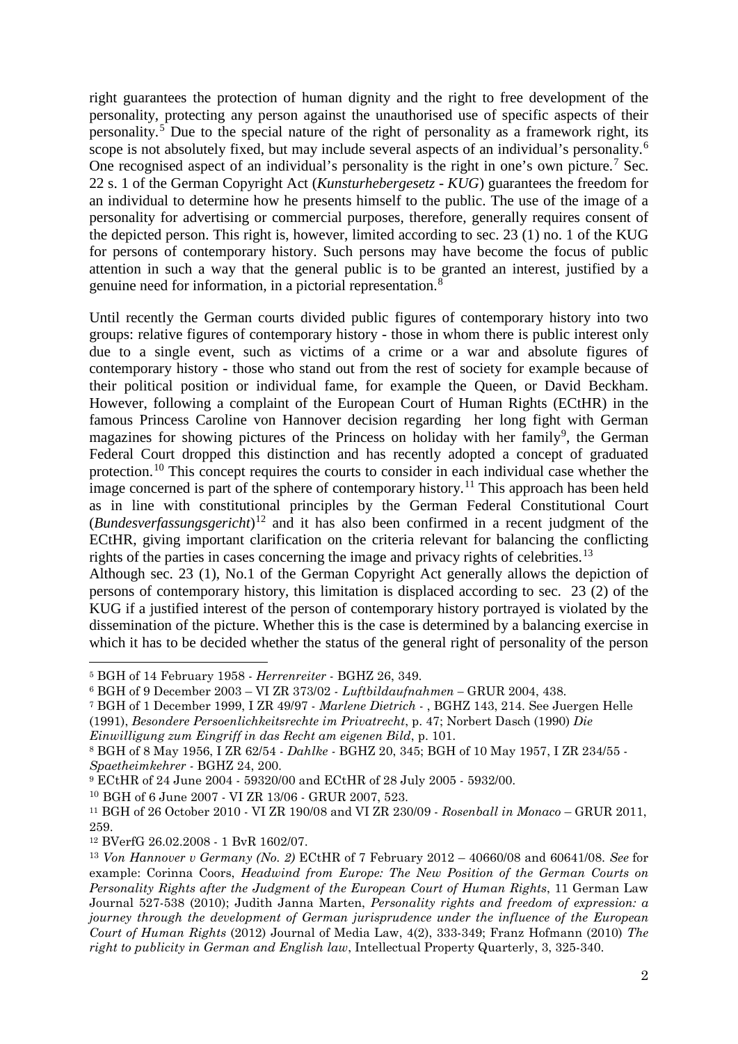right guarantees the protection of human dignity and the right to free development of the personality, protecting any person against the unauthorised use of specific aspects of their personality.[5] Due to the special nature of the right of personality as a framework right, its scope is not absolutely fixed, but may include several aspects of an individual's personality.[6] One recognised aspect of an individual's personality is the right in one's own picture.[7] Sec. 22 s. 1 of the German Copyright Act (*Kunsturhebergesetz - KUG*) guarantees the freedom for an individual to determine how he presents himself to the public. The use of the image of a personality for advertising or commercial purposes, therefore, generally requires consent of the depicted person. This right is, however, limited according to sec. 23 (1) no. 1 of the KUG for persons of contemporary history. Such persons may have become the focus of public attention in such a way that the general public is to be granted an interest, justified by a genuine need for information, in a pictorial representation.[8]

Until recently the German courts divided public figures of contemporary history into two groups: relative figures of contemporary history - those in whom there is public interest only due to a single event, such as victims of a crime or a war and absolute figures of contemporary history - those who stand out from the rest of society for example because of their political position or individual fame, for example the Queen, or David Beckham. However, following a complaint of the European Court of Human Rights (ECtHR) in the famous Princess Caroline von Hannover decision regarding her long fight with German magazines for showing pictures of the Princess on holiday with her family[9], the German Federal Court dropped this distinction and has recently adopted a concept of graduated protection.[10] This concept requires the courts to consider in each individual case whether the image concerned is part of the sphere of contemporary history.[11] This approach has been held as in line with constitutional principles by the German Federal Constitutional Court (*Bundesverfassungsgericht*)[12] and it has also been confirmed in a recent judgment of the ECtHR, giving important clarification on the criteria relevant for balancing the conflicting rights of the parties in cases concerning the image and privacy rights of celebrities.[13]

Although sec. 23 (1), No.1 of the German Copyright Act generally allows the depiction of persons of contemporary history, this limitation is displaced according to sec. 23 (2) of the KUG if a justified interest of the person of contemporary history portrayed is violated by the dissemination of the picture. Whether this is the case is determined by a balancing exercise in which it has to be decided whether the status of the general right of personality of the person

---

[5] BGH of 14 February 1958 - *Herrenreiter* - BGHZ 26, 349.

[6] BGH of 9 December 2003 – VI ZR 373/02 - *Luftbildaufnahmen* – GRUR 2004, 438.

[7] BGH of 1 December 1999, I ZR 49/97 - *Marlene Dietrich* - , BGHZ 143, 214. See Juergen Helle (1991), *Besondere Persoenlichkeitsrechte im Privatrecht*, p. 47; Norbert Dasch (1990) *Die Einwilligung zum Eingriff in das Recht am eigenen Bild*, p. 101.

[8] BGH of 8 May 1956, I ZR 62/54 - *Dahlke* - BGHZ 20, 345; BGH of 10 May 1957, I ZR 234/55 - *Spaetheimkehrer* - BGHZ 24, 200.

[9] ECtHR of 24 June 2004 - 59320/00 and ECtHR of 28 July 2005 - 5932/00.

[10] BGH of 6 June 2007 - VI ZR 13/06 - GRUR 2007, 523.

[11] BGH of 26 October 2010 - VI ZR 190/08 and VI ZR 230/09 - *Rosenball in Monaco* – GRUR 2011, 259.

[12] BVerfG 26.02.2008 - 1 BvR 1602/07.

[13] *Von Hannover v Germany (No. 2)* ECtHR of 7 February 2012 – 40660/08 and 60641/08. *See* for example: Corinna Coors, *Headwind from Europe: The New Position of the German Courts on Personality Rights after the Judgment of the European Court of Human Rights*, 11 German Law Journal 527-538 (2010); Judith Janna Marten, *Personality rights and freedom of expression: a journey through the development of German jurisprudence under the influence of the European Court of Human Rights* (2012) Journal of Media Law, 4(2), 333-349; Franz Hofmann (2010) *The right to publicity in German and English law*, Intellectual Property Quarterly, 3, 325-340.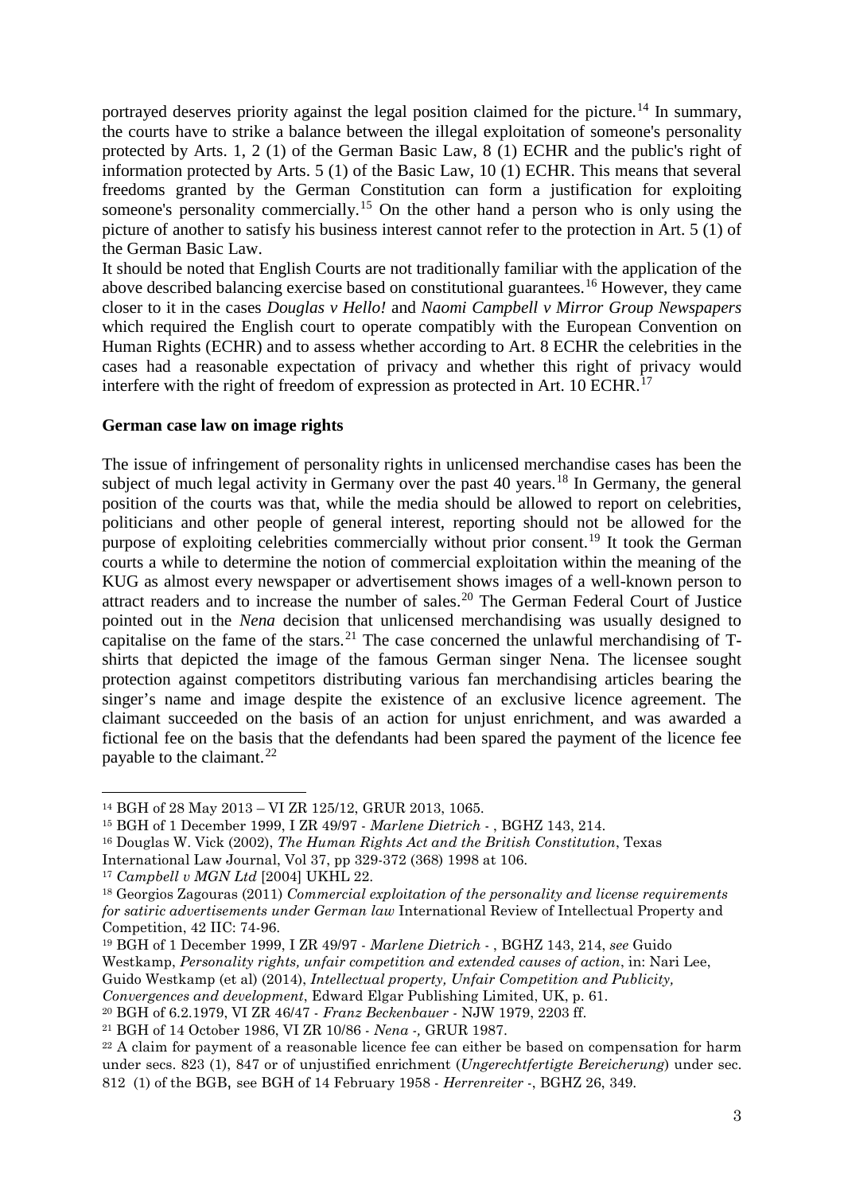portrayed deserves priority against the legal position claimed for the picture.[14] In summary, the courts have to strike a balance between the illegal exploitation of someone's personality protected by Arts. 1, 2 (1) of the German Basic Law, 8 (1) ECHR and the public's right of information protected by Arts. 5 (1) of the Basic Law, 10 (1) ECHR. This means that several freedoms granted by the German Constitution can form a justification for exploiting someone's personality commercially.[15] On the other hand a person who is only using the picture of another to satisfy his business interest cannot refer to the protection in Art. 5 (1) of the German Basic Law.

It should be noted that English Courts are not traditionally familiar with the application of the above described balancing exercise based on constitutional guarantees.[16] However, they came closer to it in the cases *Douglas v Hello!* and *Naomi Campbell v Mirror Group Newspapers* which required the English court to operate compatibly with the European Convention on Human Rights (ECHR) and to assess whether according to Art. 8 ECHR the celebrities in the cases had a reasonable expectation of privacy and whether this right of privacy would interfere with the right of freedom of expression as protected in Art. 10 ECHR.[17]

**German case law on image rights**

The issue of infringement of personality rights in unlicensed merchandise cases has been the subject of much legal activity in Germany over the past 40 years.[18] In Germany, the general position of the courts was that, while the media should be allowed to report on celebrities, politicians and other people of general interest, reporting should not be allowed for the purpose of exploiting celebrities commercially without prior consent.[19] It took the German courts a while to determine the notion of commercial exploitation within the meaning of the KUG as almost every newspaper or advertisement shows images of a well-known person to attract readers and to increase the number of sales.[20] The German Federal Court of Justice pointed out in the *Nena* decision that unlicensed merchandising was usually designed to capitalise on the fame of the stars.[21] The case concerned the unlawful merchandising of T-shirts that depicted the image of the famous German singer Nena. The licensee sought protection against competitors distributing various fan merchandising articles bearing the singer's name and image despite the existence of an exclusive licence agreement. The claimant succeeded on the basis of an action for unjust enrichment, and was awarded a fictional fee on the basis that the defendants had been spared the payment of the licence fee payable to the claimant.[22]

---

[14] BGH of 28 May 2013 – VI ZR 125/12, GRUR 2013, 1065.

[15] BGH of 1 December 1999, I ZR 49/97 - *Marlene Dietrich* - , BGHZ 143, 214.

[16] Douglas W. Vick (2002), *The Human Rights Act and the British Constitution*, Texas International Law Journal, Vol 37, pp 329-372 (368) 1998 at 106.

[17] *Campbell v MGN Ltd* [2004] UKHL 22.

[18] Georgios Zagouras (2011) *Commercial exploitation of the personality and license requirements for satiric advertisements under German law* International Review of Intellectual Property and Competition, 42 IIC: 74-96.

[19] BGH of 1 December 1999, I ZR 49/97 - *Marlene Dietrich* - , BGHZ 143, 214, *see* Guido Westkamp, *Personality rights, unfair competition and extended causes of action*, in: Nari Lee, Guido Westkamp (et al) (2014), *Intellectual property, Unfair Competition and Publicity, Convergences and development*, Edward Elgar Publishing Limited, UK, p. 61.

[20] BGH of 6.2.1979, VI ZR 46/47 - *Franz Beckenbauer* - NJW 1979, 2203 ff.

[21] BGH of 14 October 1986, VI ZR 10/86 - *Nena* -, GRUR 1987.

[22] A claim for payment of a reasonable licence fee can either be based on compensation for harm under secs. 823 (1), 847 or of unjustified enrichment (*Ungerechtfertigte Bereicherung*) under sec. 812 (1) of the BGB, see BGH of 14 February 1958 - *Herrenreiter* -, BGHZ 26, 349.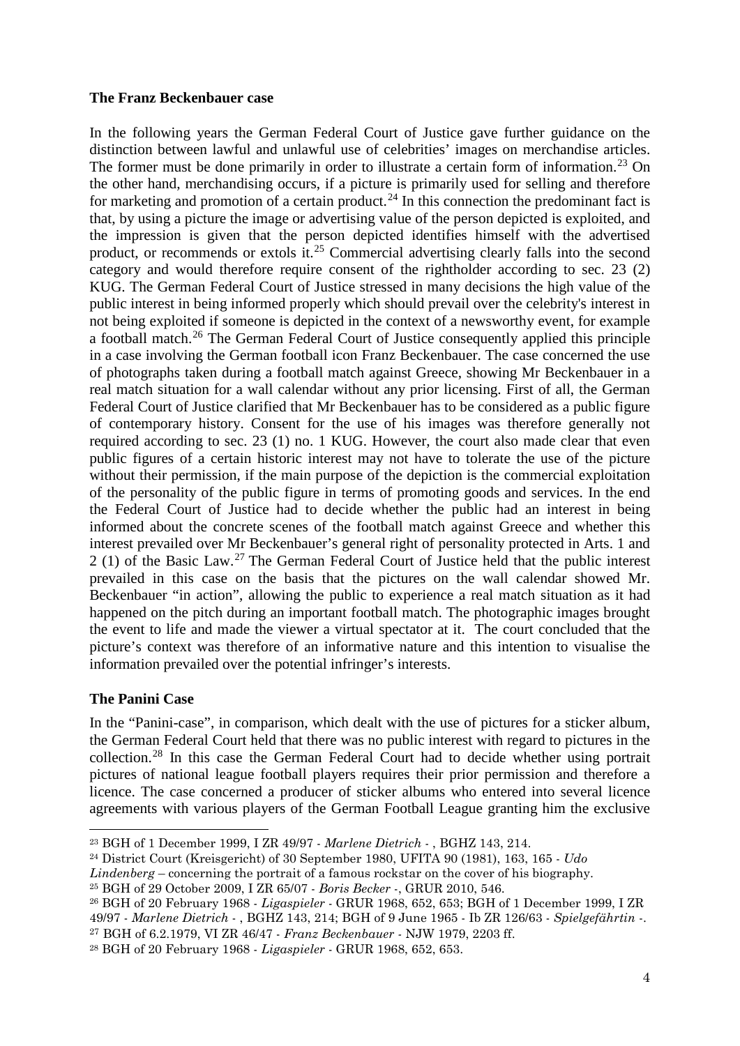**The Franz Beckenbauer case**

In the following years the German Federal Court of Justice gave further guidance on the distinction between lawful and unlawful use of celebrities' images on merchandise articles. The former must be done primarily in order to illustrate a certain form of information.[23] On the other hand, merchandising occurs, if a picture is primarily used for selling and therefore for marketing and promotion of a certain product.[24] In this connection the predominant fact is that, by using a picture the image or advertising value of the person depicted is exploited, and the impression is given that the person depicted identifies himself with the advertised product, or recommends or extols it.[25] Commercial advertising clearly falls into the second category and would therefore require consent of the rightholder according to sec. 23 (2) KUG. The German Federal Court of Justice stressed in many decisions the high value of the public interest in being informed properly which should prevail over the celebrity's interest in not being exploited if someone is depicted in the context of a newsworthy event, for example a football match.[26] The German Federal Court of Justice consequently applied this principle in a case involving the German football icon Franz Beckenbauer. The case concerned the use of photographs taken during a football match against Greece, showing Mr Beckenbauer in a real match situation for a wall calendar without any prior licensing. First of all, the German Federal Court of Justice clarified that Mr Beckenbauer has to be considered as a public figure of contemporary history. Consent for the use of his images was therefore generally not required according to sec. 23 (1) no. 1 KUG. However, the court also made clear that even public figures of a certain historic interest may not have to tolerate the use of the picture without their permission, if the main purpose of the depiction is the commercial exploitation of the personality of the public figure in terms of promoting goods and services. In the end the Federal Court of Justice had to decide whether the public had an interest in being informed about the concrete scenes of the football match against Greece and whether this interest prevailed over Mr Beckenbauer's general right of personality protected in Arts. 1 and 2 (1) of the Basic Law.[27] The German Federal Court of Justice held that the public interest prevailed in this case on the basis that the pictures on the wall calendar showed Mr. Beckenbauer "in action", allowing the public to experience a real match situation as it had happened on the pitch during an important football match. The photographic images brought the event to life and made the viewer a virtual spectator at it. The court concluded that the picture's context was therefore of an informative nature and this intention to visualise the information prevailed over the potential infringer's interests.

**The Panini Case**

In the "Panini-case", in comparison, which dealt with the use of pictures for a sticker album, the German Federal Court held that there was no public interest with regard to pictures in the collection.[28] In this case the German Federal Court had to decide whether using portrait pictures of national league football players requires their prior permission and therefore a licence. The case concerned a producer of sticker albums who entered into several licence agreements with various players of the German Football League granting him the exclusive

---

[23] BGH of 1 December 1999, I ZR 49/97 - *Marlene Dietrich* - , BGHZ 143, 214.

[24] District Court (Kreisgericht) of 30 September 1980, UFITA 90 (1981), 163, 165 - *Udo Lindenberg* – concerning the portrait of a famous rockstar on the cover of his biography.

[25] BGH of 29 October 2009, I ZR 65/07 - *Boris Becker* -, GRUR 2010, 546.

[26] BGH of 20 February 1968 - *Ligaspieler* - GRUR 1968, 652, 653; BGH of 1 December 1999, I ZR 49/97 - *Marlene Dietrich* - , BGHZ 143, 214; BGH of 9 June 1965 - Ib ZR 126/63 - *Spielgefährtin* -.

[27] BGH of 6.2.1979, VI ZR 46/47 - *Franz Beckenbauer* - NJW 1979, 2203 ff.

[28] BGH of 20 February 1968 - *Ligaspieler* - GRUR 1968, 652, 653.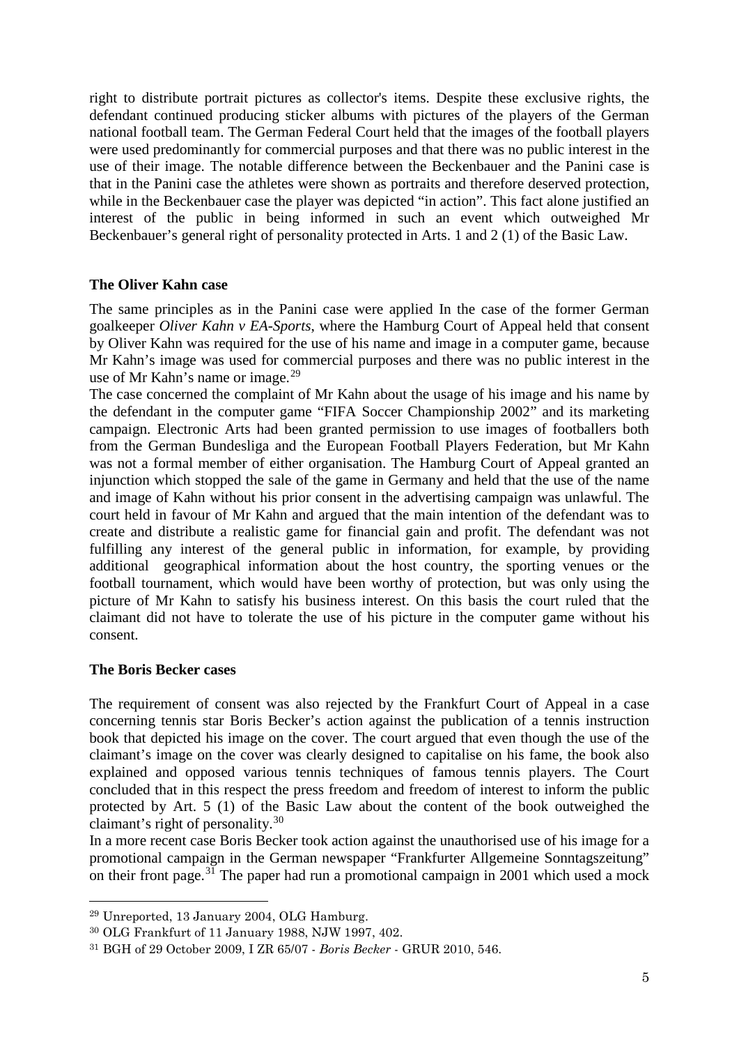right to distribute portrait pictures as collector's items. Despite these exclusive rights, the defendant continued producing sticker albums with pictures of the players of the German national football team. The German Federal Court held that the images of the football players were used predominantly for commercial purposes and that there was no public interest in the use of their image. The notable difference between the Beckenbauer and the Panini case is that in the Panini case the athletes were shown as portraits and therefore deserved protection, while in the Beckenbauer case the player was depicted "in action". This fact alone justified an interest of the public in being informed in such an event which outweighed Mr Beckenbauer's general right of personality protected in Arts. 1 and 2 (1) of the Basic Law.

**The Oliver Kahn case**

The same principles as in the Panini case were applied In the case of the former German goalkeeper *Oliver Kahn v EA-Sports*, where the Hamburg Court of Appeal held that consent by Oliver Kahn was required for the use of his name and image in a computer game, because Mr Kahn's image was used for commercial purposes and there was no public interest in the use of Mr Kahn's name or image.[29]

The case concerned the complaint of Mr Kahn about the usage of his image and his name by the defendant in the computer game "FIFA Soccer Championship 2002" and its marketing campaign. Electronic Arts had been granted permission to use images of footballers both from the German Bundesliga and the European Football Players Federation, but Mr Kahn was not a formal member of either organisation. The Hamburg Court of Appeal granted an injunction which stopped the sale of the game in Germany and held that the use of the name and image of Kahn without his prior consent in the advertising campaign was unlawful. The court held in favour of Mr Kahn and argued that the main intention of the defendant was to create and distribute a realistic game for financial gain and profit. The defendant was not fulfilling any interest of the general public in information, for example, by providing additional geographical information about the host country, the sporting venues or the football tournament, which would have been worthy of protection, but was only using the picture of Mr Kahn to satisfy his business interest. On this basis the court ruled that the claimant did not have to tolerate the use of his picture in the computer game without his consent.

**The Boris Becker cases**

The requirement of consent was also rejected by the Frankfurt Court of Appeal in a case concerning tennis star Boris Becker's action against the publication of a tennis instruction book that depicted his image on the cover. The court argued that even though the use of the claimant's image on the cover was clearly designed to capitalise on his fame, the book also explained and opposed various tennis techniques of famous tennis players. The Court concluded that in this respect the press freedom and freedom of interest to inform the public protected by Art. 5 (1) of the Basic Law about the content of the book outweighed the claimant's right of personality.[30]

In a more recent case Boris Becker took action against the unauthorised use of his image for a promotional campaign in the German newspaper "Frankfurter Allgemeine Sonntagszeitung" on their front page.[31] The paper had run a promotional campaign in 2001 which used a mock

---

[29] Unreported, 13 January 2004, OLG Hamburg.

[30] OLG Frankfurt of 11 January 1988, NJW 1997, 402.

[31] BGH of 29 October 2009, I ZR 65/07 - *Boris Becker* - GRUR 2010, 546.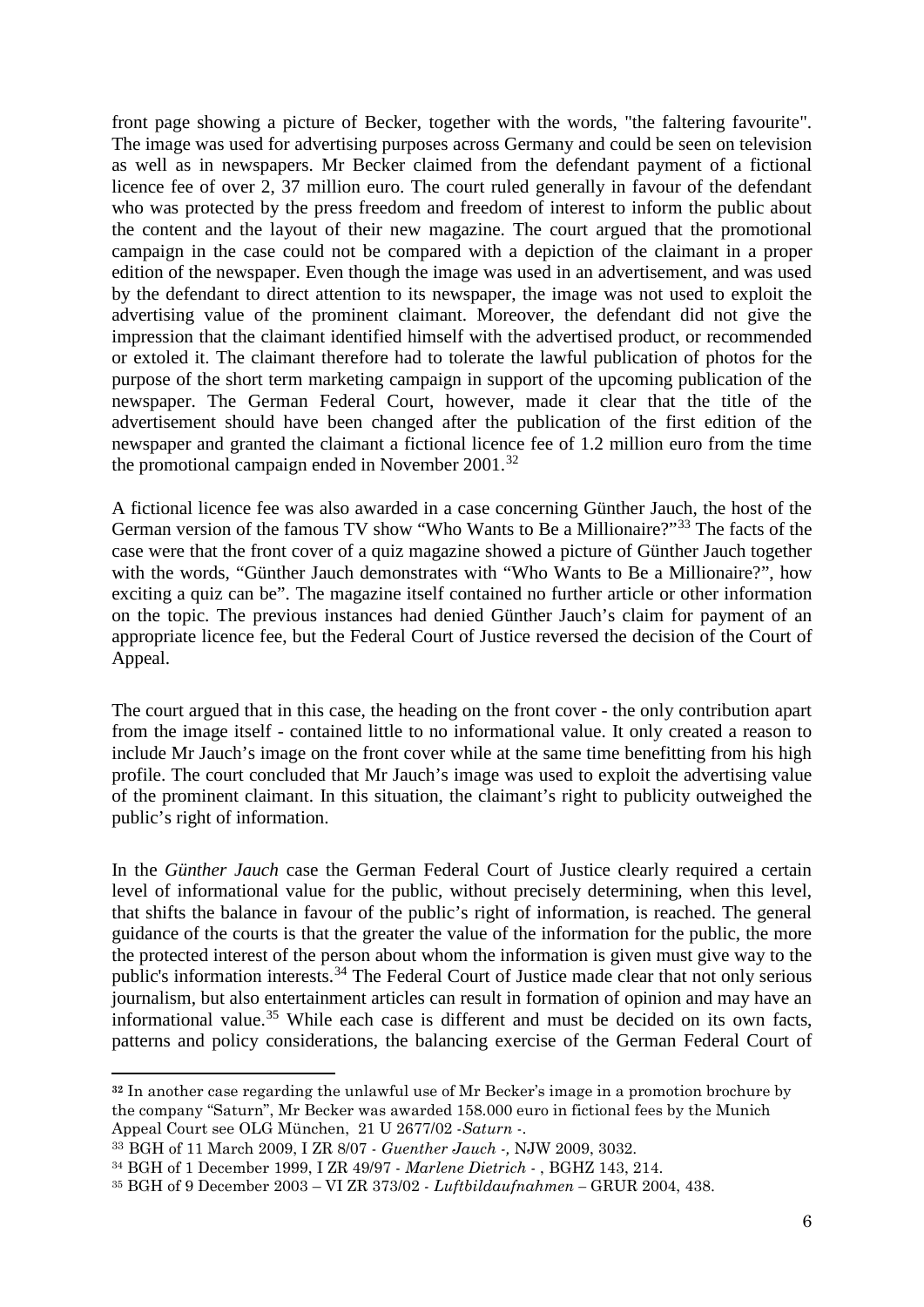front page showing a picture of Becker, together with the words, "the faltering favourite". The image was used for advertising purposes across Germany and could be seen on television as well as in newspapers. Mr Becker claimed from the defendant payment of a fictional licence fee of over 2, 37 million euro. The court ruled generally in favour of the defendant who was protected by the press freedom and freedom of interest to inform the public about the content and the layout of their new magazine. The court argued that the promotional campaign in the case could not be compared with a depiction of the claimant in a proper edition of the newspaper. Even though the image was used in an advertisement, and was used by the defendant to direct attention to its newspaper, the image was not used to exploit the advertising value of the prominent claimant. Moreover, the defendant did not give the impression that the claimant identified himself with the advertised product, or recommended or extoled it. The claimant therefore had to tolerate the lawful publication of photos for the purpose of the short term marketing campaign in support of the upcoming publication of the newspaper. The German Federal Court, however, made it clear that the title of the advertisement should have been changed after the publication of the first edition of the newspaper and granted the claimant a fictional licence fee of 1.2 million euro from the time the promotional campaign ended in November 2001.[32]

A fictional licence fee was also awarded in a case concerning Günther Jauch, the host of the German version of the famous TV show "Who Wants to Be a Millionaire?"[33] The facts of the case were that the front cover of a quiz magazine showed a picture of Günther Jauch together with the words, "Günther Jauch demonstrates with "Who Wants to Be a Millionaire?", how exciting a quiz can be". The magazine itself contained no further article or other information on the topic. The previous instances had denied Günther Jauch's claim for payment of an appropriate licence fee, but the Federal Court of Justice reversed the decision of the Court of Appeal.

The court argued that in this case, the heading on the front cover - the only contribution apart from the image itself - contained little to no informational value. It only created a reason to include Mr Jauch's image on the front cover while at the same time benefitting from his high profile. The court concluded that Mr Jauch's image was used to exploit the advertising value of the prominent claimant. In this situation, the claimant's right to publicity outweighed the public's right of information.

In the *Günther Jauch* case the German Federal Court of Justice clearly required a certain level of informational value for the public, without precisely determining, when this level, that shifts the balance in favour of the public's right of information, is reached. The general guidance of the courts is that the greater the value of the information for the public, the more the protected interest of the person about whom the information is given must give way to the public's information interests.[34] The Federal Court of Justice made clear that not only serious journalism, but also entertainment articles can result in formation of opinion and may have an informational value.[35] While each case is different and must be decided on its own facts, patterns and policy considerations, the balancing exercise of the German Federal Court of

---

[32] In another case regarding the unlawful use of Mr Becker's image in a promotion brochure by the company "Saturn", Mr Becker was awarded 158.000 euro in fictional fees by the Munich Appeal Court see OLG München, 21 U 2677/02 -*Saturn* -.

[33] BGH of 11 March 2009, I ZR 8/07 - *Guenther Jauch -,* NJW 2009, 3032.

[34] BGH of 1 December 1999, I ZR 49/97 - *Marlene Dietrich* - , BGHZ 143, 214.

[35] BGH of 9 December 2003 – VI ZR 373/02 - *Luftbildaufnahmen* – GRUR 2004, 438.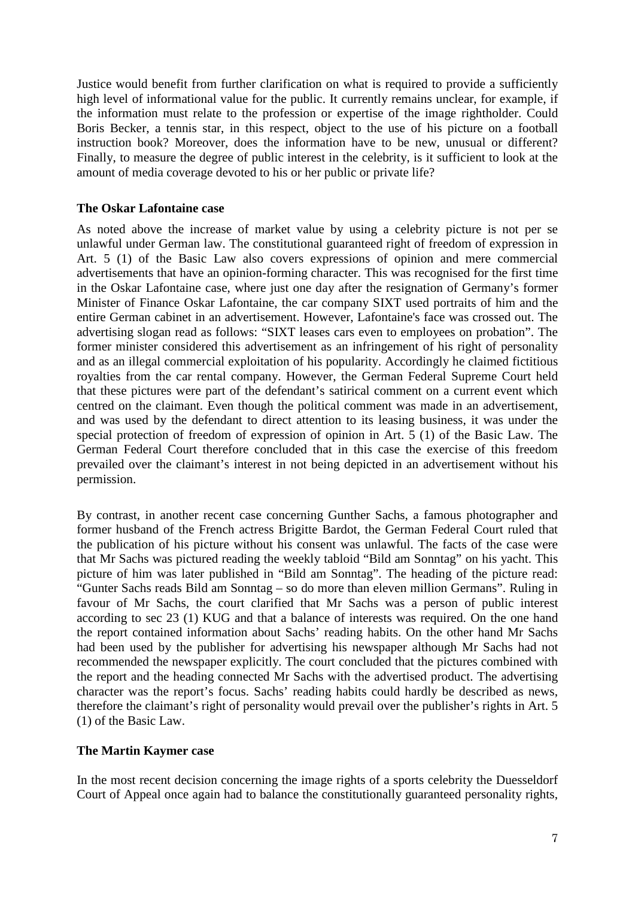Justice would benefit from further clarification on what is required to provide a sufficiently high level of informational value for the public. It currently remains unclear, for example, if the information must relate to the profession or expertise of the image rightholder. Could Boris Becker, a tennis star, in this respect, object to the use of his picture on a football instruction book? Moreover, does the information have to be new, unusual or different? Finally, to measure the degree of public interest in the celebrity, is it sufficient to look at the amount of media coverage devoted to his or her public or private life?

**The Oskar Lafontaine case**

As noted above the increase of market value by using a celebrity picture is not per se unlawful under German law. The constitutional guaranteed right of freedom of expression in Art. 5 (1) of the Basic Law also covers expressions of opinion and mere commercial advertisements that have an opinion-forming character. This was recognised for the first time in the Oskar Lafontaine case, where just one day after the resignation of Germany's former Minister of Finance Oskar Lafontaine, the car company SIXT used portraits of him and the entire German cabinet in an advertisement. However, Lafontaine's face was crossed out. The advertising slogan read as follows: "SIXT leases cars even to employees on probation". The former minister considered this advertisement as an infringement of his right of personality and as an illegal commercial exploitation of his popularity. Accordingly he claimed fictitious royalties from the car rental company. However, the German Federal Supreme Court held that these pictures were part of the defendant's satirical comment on a current event which centred on the claimant. Even though the political comment was made in an advertisement, and was used by the defendant to direct attention to its leasing business, it was under the special protection of freedom of expression of opinion in Art. 5 (1) of the Basic Law. The German Federal Court therefore concluded that in this case the exercise of this freedom prevailed over the claimant's interest in not being depicted in an advertisement without his permission.

By contrast, in another recent case concerning Gunther Sachs, a famous photographer and former husband of the French actress Brigitte Bardot, the German Federal Court ruled that the publication of his picture without his consent was unlawful. The facts of the case were that Mr Sachs was pictured reading the weekly tabloid "Bild am Sonntag" on his yacht. This picture of him was later published in "Bild am Sonntag". The heading of the picture read: "Gunter Sachs reads Bild am Sonntag – so do more than eleven million Germans". Ruling in favour of Mr Sachs, the court clarified that Mr Sachs was a person of public interest according to sec 23 (1) KUG and that a balance of interests was required. On the one hand the report contained information about Sachs' reading habits. On the other hand Mr Sachs had been used by the publisher for advertising his newspaper although Mr Sachs had not recommended the newspaper explicitly. The court concluded that the pictures combined with the report and the heading connected Mr Sachs with the advertised product. The advertising character was the report's focus. Sachs' reading habits could hardly be described as news, therefore the claimant's right of personality would prevail over the publisher's rights in Art. 5 (1) of the Basic Law.

**The Martin Kaymer case**

In the most recent decision concerning the image rights of a sports celebrity the Duesseldorf Court of Appeal once again had to balance the constitutionally guaranteed personality rights,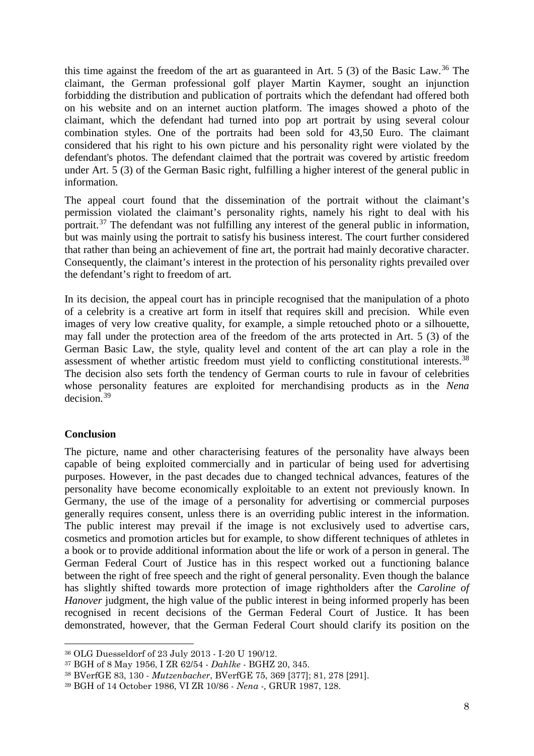this time against the freedom of the art as guaranteed in Art. 5 (3) of the Basic Law.[36] The claimant, the German professional golf player Martin Kaymer, sought an injunction forbidding the distribution and publication of portraits which the defendant had offered both on his website and on an internet auction platform. The images showed a photo of the claimant, which the defendant had turned into pop art portrait by using several colour combination styles. One of the portraits had been sold for 43,50 Euro. The claimant considered that his right to his own picture and his personality right were violated by the defendant's photos. The defendant claimed that the portrait was covered by artistic freedom under Art. 5 (3) of the German Basic right, fulfilling a higher interest of the general public in information.

The appeal court found that the dissemination of the portrait without the claimant's permission violated the claimant's personality rights, namely his right to deal with his portrait.[37] The defendant was not fulfilling any interest of the general public in information, but was mainly using the portrait to satisfy his business interest. The court further considered that rather than being an achievement of fine art, the portrait had mainly decorative character. Consequently, the claimant's interest in the protection of his personality rights prevailed over the defendant's right to freedom of art.

In its decision, the appeal court has in principle recognised that the manipulation of a photo of a celebrity is a creative art form in itself that requires skill and precision. While even images of very low creative quality, for example, a simple retouched photo or a silhouette, may fall under the protection area of the freedom of the arts protected in Art. 5 (3) of the German Basic Law, the style, quality level and content of the art can play a role in the assessment of whether artistic freedom must yield to conflicting constitutional interests.[38] The decision also sets forth the tendency of German courts to rule in favour of celebrities whose personality features are exploited for merchandising products as in the *Nena* decision.[39]

**Conclusion**

The picture, name and other characterising features of the personality have always been capable of being exploited commercially and in particular of being used for advertising purposes. However, in the past decades due to changed technical advances, features of the personality have become economically exploitable to an extent not previously known. In Germany, the use of the image of a personality for advertising or commercial purposes generally requires consent, unless there is an overriding public interest in the information. The public interest may prevail if the image is not exclusively used to advertise cars, cosmetics and promotion articles but for example, to show different techniques of athletes in a book or to provide additional information about the life or work of a person in general. The German Federal Court of Justice has in this respect worked out a functioning balance between the right of free speech and the right of general personality. Even though the balance has slightly shifted towards more protection of image rightholders after the *Caroline of Hanover* judgment, the high value of the public interest in being informed properly has been recognised in recent decisions of the German Federal Court of Justice. It has been demonstrated, however, that the German Federal Court should clarify its position on the

---

[36] OLG Duesseldorf of 23 July 2013 - I-20 U 190/12.

[37] BGH of 8 May 1956, I ZR 62/54 - *Dahlke* - BGHZ 20, 345.

[38] BVerfGE 83, 130 - *Mutzenbacher*, BVerfGE 75, 369 [377]; 81, 278 [291].

[39] BGH of 14 October 1986, VI ZR 10/86 - *Nena* -, GRUR 1987, 128.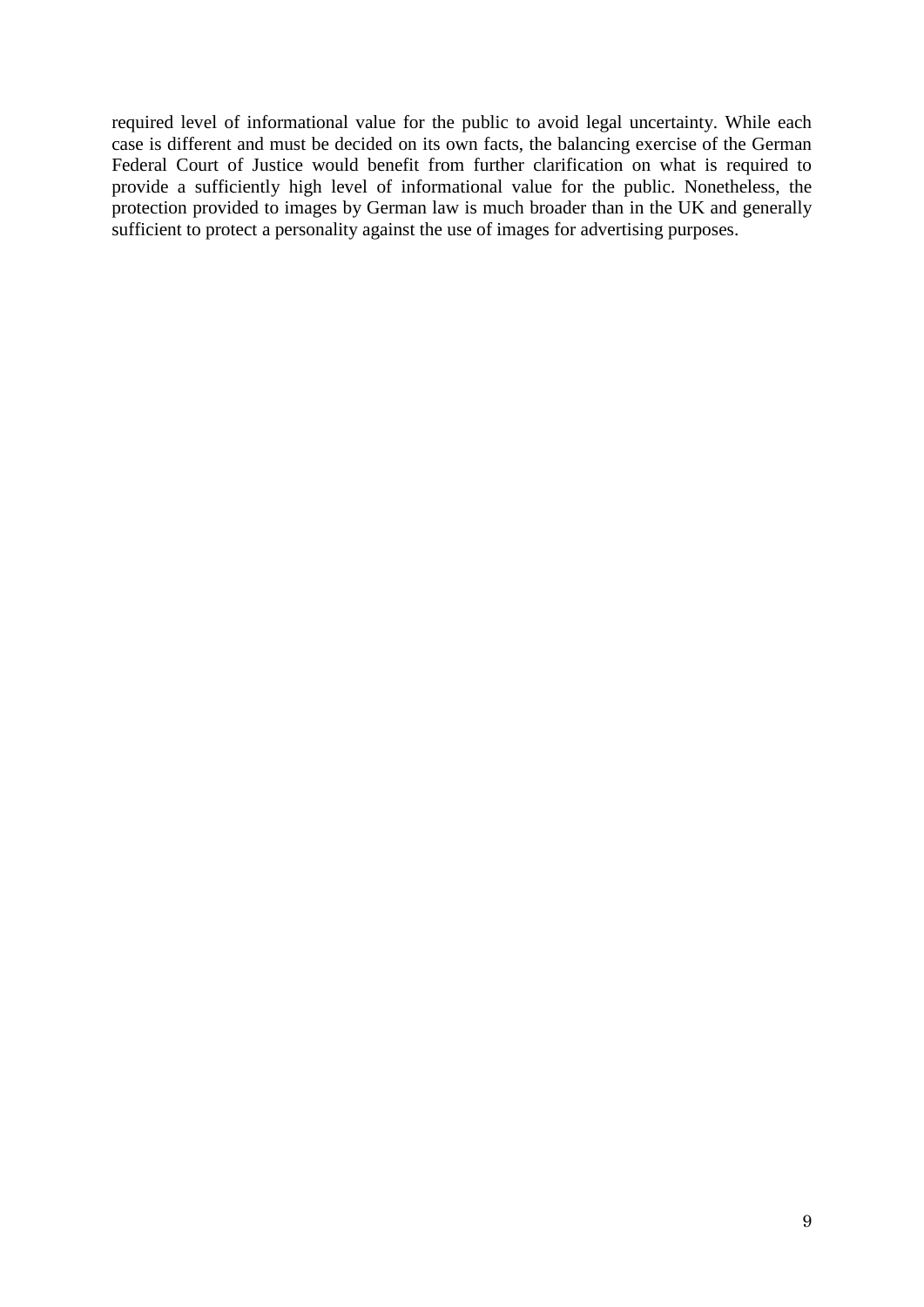required level of informational value for the public to avoid legal uncertainty. While each case is different and must be decided on its own facts, the balancing exercise of the German Federal Court of Justice would benefit from further clarification on what is required to provide a sufficiently high level of informational value for the public. Nonetheless, the protection provided to images by German law is much broader than in the UK and generally sufficient to protect a personality against the use of images for advertising purposes.